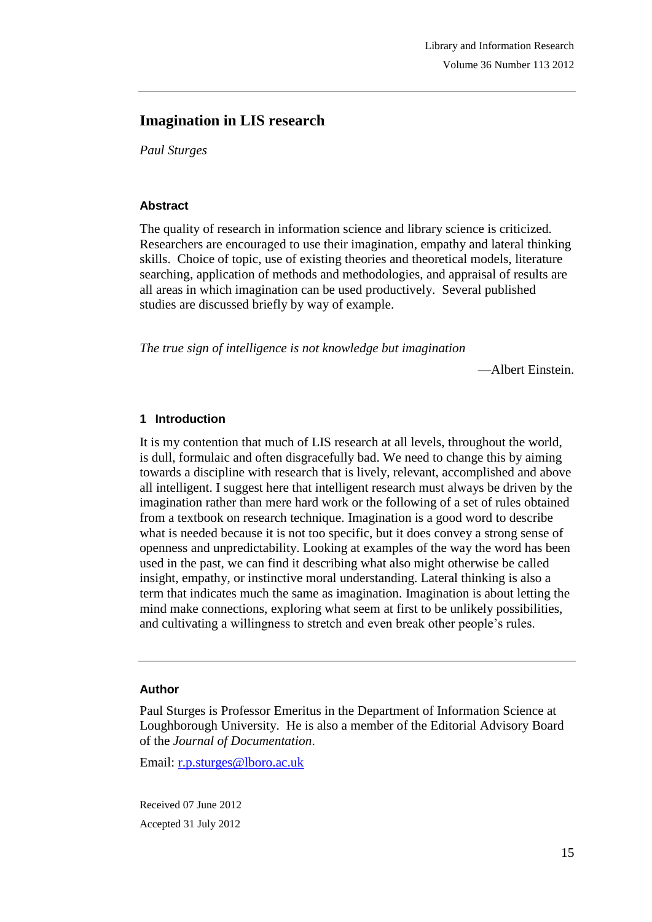# Imagination in LIS research

*Paul Sturges*

### Abstract

The quality of research in information science and library science is criticized. Researchers are encouraged to use their imagination, empathy and lateral thinking skills. Choice of topic, use of existing theories and theoretical models, literature searching, application of methods and methodologies, and appraisal of results are all areas in which imagination can be used productively. Several published studies are discussed briefly by way of example.

*The true sign of intelligence is not knowledge but imagination*

—Albert Einstein.

## 1 Introduction

It is my contention that much of LIS research at all levels, throughout the world, is dull, formulaic and often disgracefully bad. We need to change this by aiming towards a discipline with research that is lively, relevant, accomplished and above all intelligent. I suggest here that intelligent research must always be driven by the imagination rather than mere hard work or the following of a set of rules obtained from a textbook on research technique. Imagination is a good word to describe what is needed because it is not too specific, but it does convey a strong sense of openness and unpredictability. Looking at examples of the way the word has been used in the past, we can find it describing what also might otherwise be called insight, empathy, or instinctive moral understanding. Lateral thinking is also a term that indicates much the same as imagination. Imagination is about letting the mind make connections, exploring what seem at first to be unlikely possibilities, and cultivating a willingness to stretch and even break other people's rules.

---

### Author

Paul Sturges is Professor Emeritus in the Department of Information Science at Loughborough University. He is also a member of the Editorial Advisory Board of the *Journal of Documentation*.

Email: r.p.sturges@lboro.ac.uk

Received 07 June 2012

Accepted 31 July 2012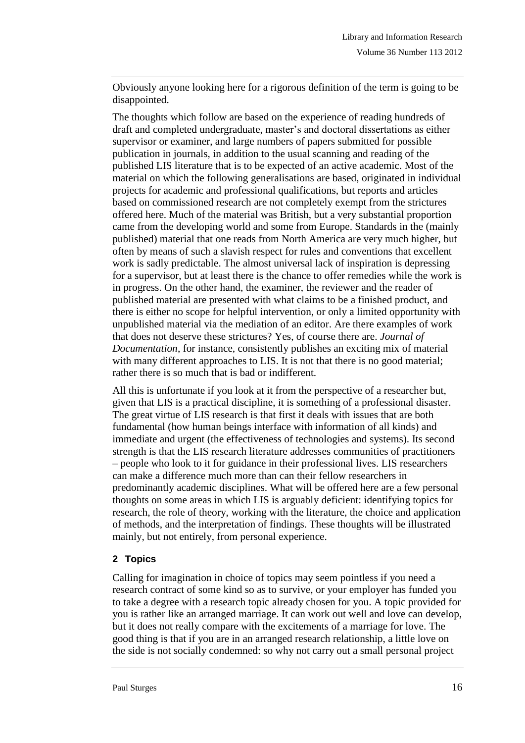Obviously anyone looking here for a rigorous definition of the term is going to be disappointed.

The thoughts which follow are based on the experience of reading hundreds of draft and completed undergraduate, master's and doctoral dissertations as either supervisor or examiner, and large numbers of papers submitted for possible publication in journals, in addition to the usual scanning and reading of the published LIS literature that is to be expected of an active academic. Most of the material on which the following generalisations are based, originated in individual projects for academic and professional qualifications, but reports and articles based on commissioned research are not completely exempt from the strictures offered here. Much of the material was British, but a very substantial proportion came from the developing world and some from Europe. Standards in the (mainly published) material that one reads from North America are very much higher, but often by means of such a slavish respect for rules and conventions that excellent work is sadly predictable. The almost universal lack of inspiration is depressing for a supervisor, but at least there is the chance to offer remedies while the work is in progress. On the other hand, the examiner, the reviewer and the reader of published material are presented with what claims to be a finished product, and there is either no scope for helpful intervention, or only a limited opportunity with unpublished material via the mediation of an editor. Are there examples of work that does not deserve these strictures? Yes, of course there are. *Journal of Documentation*, for instance, consistently publishes an exciting mix of material with many different approaches to LIS. It is not that there is no good material; rather there is so much that is bad or indifferent.

All this is unfortunate if you look at it from the perspective of a researcher but, given that LIS is a practical discipline, it is something of a professional disaster. The great virtue of LIS research is that first it deals with issues that are both fundamental (how human beings interface with information of all kinds) and immediate and urgent (the effectiveness of technologies and systems). Its second strength is that the LIS research literature addresses communities of practitioners – people who look to it for guidance in their professional lives. LIS researchers can make a difference much more than can their fellow researchers in predominantly academic disciplines. What will be offered here are a few personal thoughts on some areas in which LIS is arguably deficient: identifying topics for research, the role of theory, working with the literature, the choice and application of methods, and the interpretation of findings. These thoughts will be illustrated mainly, but not entirely, from personal experience.

## 2 Topics

Calling for imagination in choice of topics may seem pointless if you need a research contract of some kind so as to survive, or your employer has funded you to take a degree with a research topic already chosen for you. A topic provided for you is rather like an arranged marriage. It can work out well and love can develop, but it does not really compare with the excitements of a marriage for love. The good thing is that if you are in an arranged research relationship, a little love on the side is not socially condemned: so why not carry out a small personal project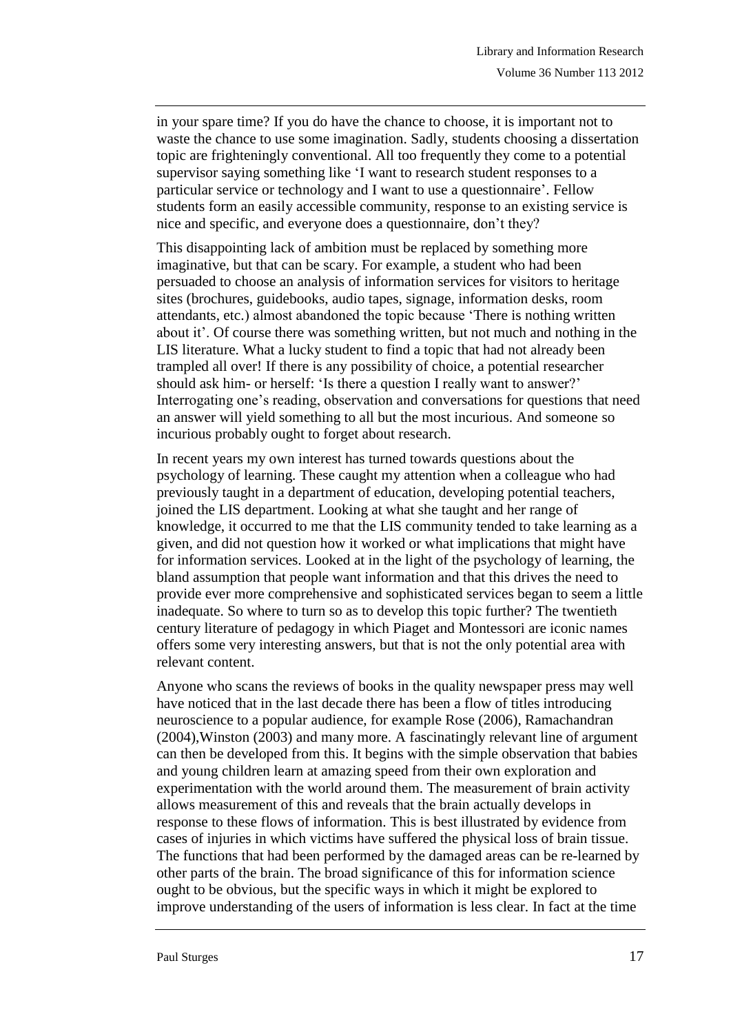in your spare time? If you do have the chance to choose, it is important not to waste the chance to use some imagination. Sadly, students choosing a dissertation topic are frighteningly conventional. All too frequently they come to a potential supervisor saying something like 'I want to research student responses to a particular service or technology and I want to use a questionnaire'. Fellow students form an easily accessible community, response to an existing service is nice and specific, and everyone does a questionnaire, don't they?

This disappointing lack of ambition must be replaced by something more imaginative, but that can be scary. For example, a student who had been persuaded to choose an analysis of information services for visitors to heritage sites (brochures, guidebooks, audio tapes, signage, information desks, room attendants, etc.) almost abandoned the topic because 'There is nothing written about it'. Of course there was something written, but not much and nothing in the LIS literature. What a lucky student to find a topic that had not already been trampled all over! If there is any possibility of choice, a potential researcher should ask him- or herself: 'Is there a question I really want to answer?' Interrogating one's reading, observation and conversations for questions that need an answer will yield something to all but the most incurious. And someone so incurious probably ought to forget about research.

In recent years my own interest has turned towards questions about the psychology of learning. These caught my attention when a colleague who had previously taught in a department of education, developing potential teachers, joined the LIS department. Looking at what she taught and her range of knowledge, it occurred to me that the LIS community tended to take learning as a given, and did not question how it worked or what implications that might have for information services. Looked at in the light of the psychology of learning, the bland assumption that people want information and that this drives the need to provide ever more comprehensive and sophisticated services began to seem a little inadequate. So where to turn so as to develop this topic further? The twentieth century literature of pedagogy in which Piaget and Montessori are iconic names offers some very interesting answers, but that is not the only potential area with relevant content.

Anyone who scans the reviews of books in the quality newspaper press may well have noticed that in the last decade there has been a flow of titles introducing neuroscience to a popular audience, for example Rose (2006), Ramachandran (2004),Winston (2003) and many more. A fascinatingly relevant line of argument can then be developed from this. It begins with the simple observation that babies and young children learn at amazing speed from their own exploration and experimentation with the world around them. The measurement of brain activity allows measurement of this and reveals that the brain actually develops in response to these flows of information. This is best illustrated by evidence from cases of injuries in which victims have suffered the physical loss of brain tissue. The functions that had been performed by the damaged areas can be re-learned by other parts of the brain. The broad significance of this for information science ought to be obvious, but the specific ways in which it might be explored to improve understanding of the users of information is less clear. In fact at the time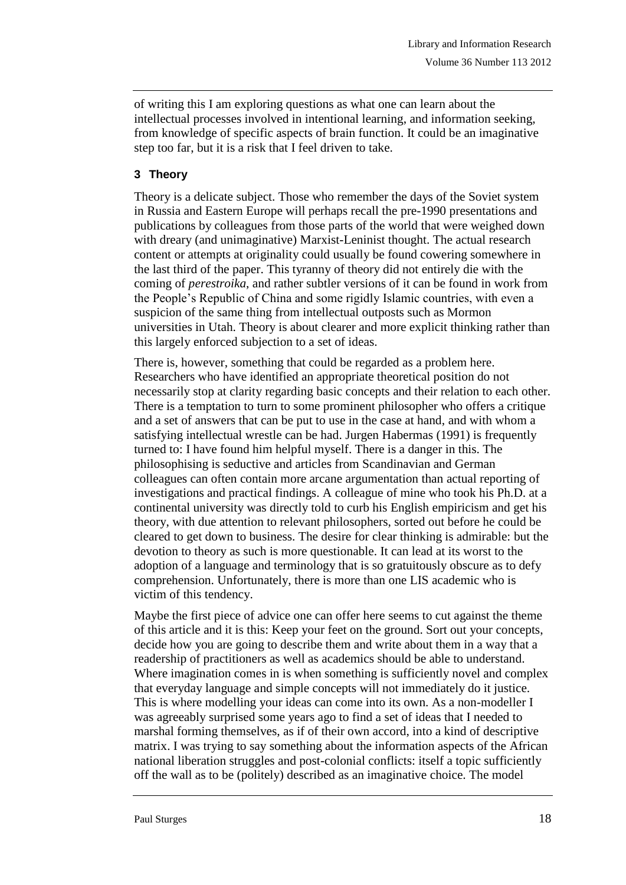of writing this I am exploring questions as what one can learn about the intellectual processes involved in intentional learning, and information seeking, from knowledge of specific aspects of brain function. It could be an imaginative step too far, but it is a risk that I feel driven to take.

## 3 Theory

Theory is a delicate subject. Those who remember the days of the Soviet system in Russia and Eastern Europe will perhaps recall the pre-1990 presentations and publications by colleagues from those parts of the world that were weighed down with dreary (and unimaginative) Marxist-Leninist thought. The actual research content or attempts at originality could usually be found cowering somewhere in the last third of the paper. This tyranny of theory did not entirely die with the coming of *perestroika*, and rather subtler versions of it can be found in work from the People's Republic of China and some rigidly Islamic countries, with even a suspicion of the same thing from intellectual outposts such as Mormon universities in Utah. Theory is about clearer and more explicit thinking rather than this largely enforced subjection to a set of ideas.

There is, however, something that could be regarded as a problem here. Researchers who have identified an appropriate theoretical position do not necessarily stop at clarity regarding basic concepts and their relation to each other. There is a temptation to turn to some prominent philosopher who offers a critique and a set of answers that can be put to use in the case at hand, and with whom a satisfying intellectual wrestle can be had. Jurgen Habermas (1991) is frequently turned to: I have found him helpful myself. There is a danger in this. The philosophising is seductive and articles from Scandinavian and German colleagues can often contain more arcane argumentation than actual reporting of investigations and practical findings. A colleague of mine who took his Ph.D. at a continental university was directly told to curb his English empiricism and get his theory, with due attention to relevant philosophers, sorted out before he could be cleared to get down to business. The desire for clear thinking is admirable: but the devotion to theory as such is more questionable. It can lead at its worst to the adoption of a language and terminology that is so gratuitously obscure as to defy comprehension. Unfortunately, there is more than one LIS academic who is victim of this tendency.

Maybe the first piece of advice one can offer here seems to cut against the theme of this article and it is this: Keep your feet on the ground. Sort out your concepts, decide how you are going to describe them and write about them in a way that a readership of practitioners as well as academics should be able to understand. Where imagination comes in is when something is sufficiently novel and complex that everyday language and simple concepts will not immediately do it justice. This is where modelling your ideas can come into its own. As a non-modeller I was agreeably surprised some years ago to find a set of ideas that I needed to marshal forming themselves, as if of their own accord, into a kind of descriptive matrix. I was trying to say something about the information aspects of the African national liberation struggles and post-colonial conflicts: itself a topic sufficiently off the wall as to be (politely) described as an imaginative choice. The model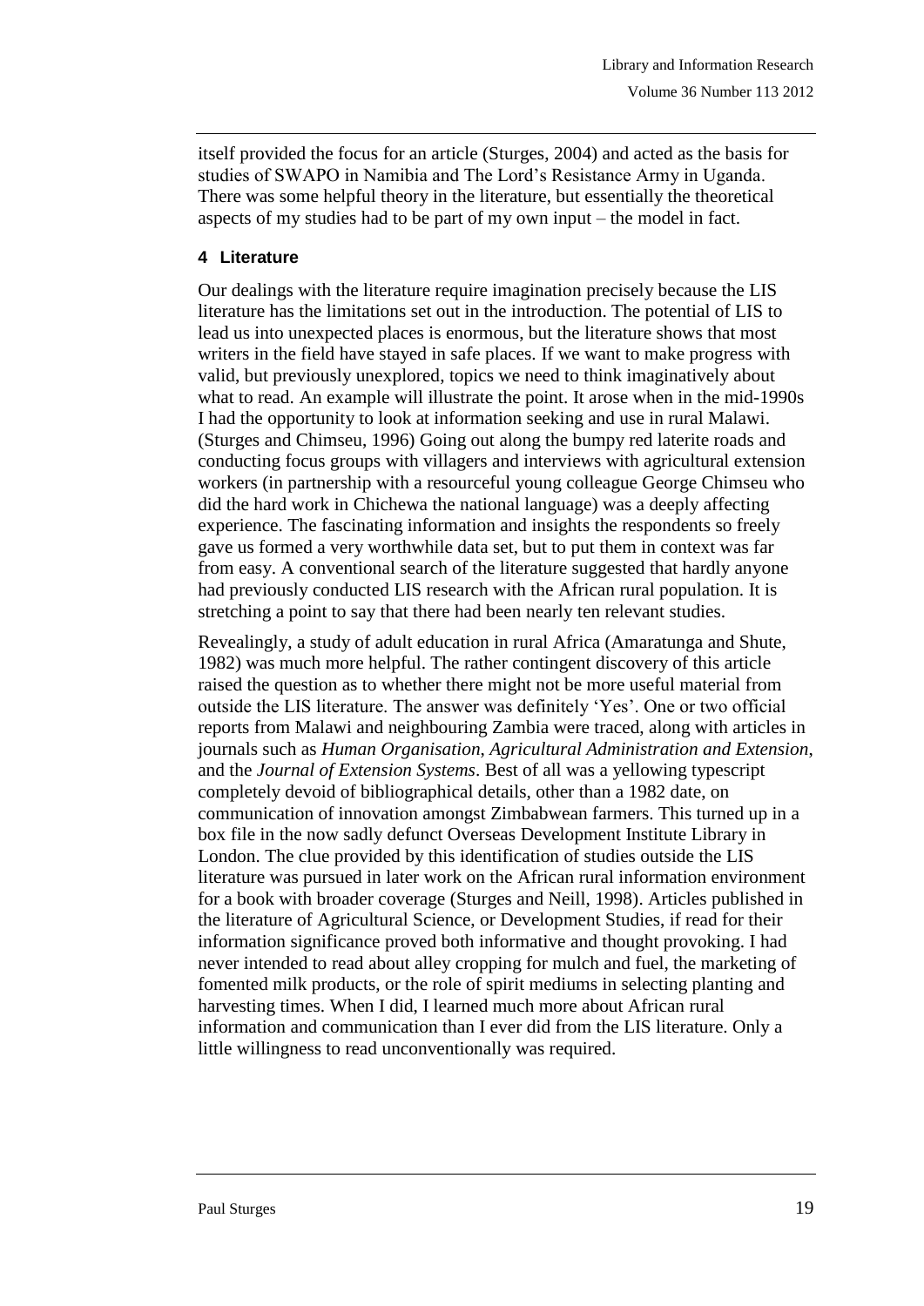itself provided the focus for an article (Sturges, 2004) and acted as the basis for studies of SWAPO in Namibia and The Lord's Resistance Army in Uganda. There was some helpful theory in the literature, but essentially the theoretical aspects of my studies had to be part of my own input – the model in fact.

## 4 Literature

Our dealings with the literature require imagination precisely because the LIS literature has the limitations set out in the introduction. The potential of LIS to lead us into unexpected places is enormous, but the literature shows that most writers in the field have stayed in safe places. If we want to make progress with valid, but previously unexplored, topics we need to think imaginatively about what to read. An example will illustrate the point. It arose when in the mid-1990s I had the opportunity to look at information seeking and use in rural Malawi. (Sturges and Chimseu, 1996) Going out along the bumpy red laterite roads and conducting focus groups with villagers and interviews with agricultural extension workers (in partnership with a resourceful young colleague George Chimseu who did the hard work in Chichewa the national language) was a deeply affecting experience. The fascinating information and insights the respondents so freely gave us formed a very worthwhile data set, but to put them in context was far from easy. A conventional search of the literature suggested that hardly anyone had previously conducted LIS research with the African rural population. It is stretching a point to say that there had been nearly ten relevant studies.

Revealingly, a study of adult education in rural Africa (Amaratunga and Shute, 1982) was much more helpful. The rather contingent discovery of this article raised the question as to whether there might not be more useful material from outside the LIS literature. The answer was definitely 'Yes'. One or two official reports from Malawi and neighbouring Zambia were traced, along with articles in journals such as *Human Organisation, Agricultural Administration and Extension*, and the *Journal of Extension Systems*. Best of all was a yellowing typescript completely devoid of bibliographical details, other than a 1982 date, on communication of innovation amongst Zimbabwean farmers. This turned up in a box file in the now sadly defunct Overseas Development Institute Library in London. The clue provided by this identification of studies outside the LIS literature was pursued in later work on the African rural information environment for a book with broader coverage (Sturges and Neill, 1998). Articles published in the literature of Agricultural Science, or Development Studies, if read for their information significance proved both informative and thought provoking. I had never intended to read about alley cropping for mulch and fuel, the marketing of fomented milk products, or the role of spirit mediums in selecting planting and harvesting times. When I did, I learned much more about African rural information and communication than I ever did from the LIS literature. Only a little willingness to read unconventionally was required.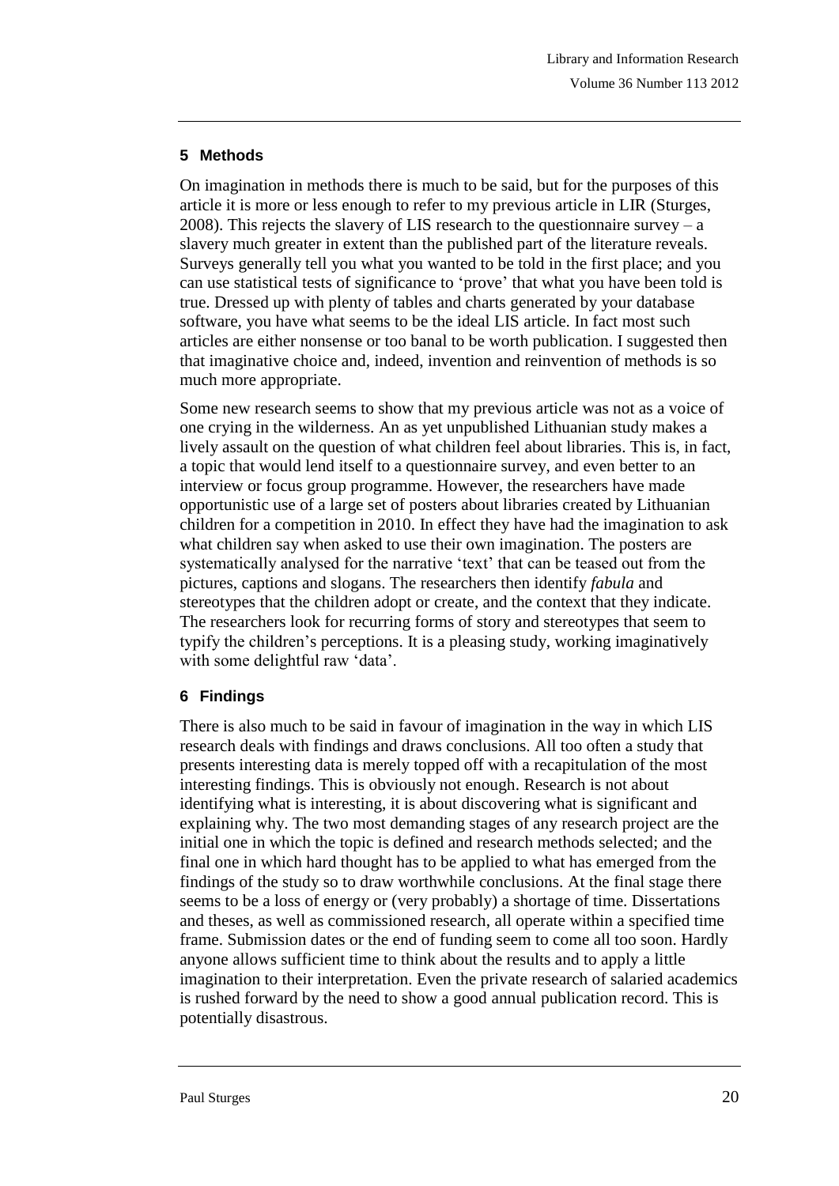## 5 Methods

On imagination in methods there is much to be said, but for the purposes of this article it is more or less enough to refer to my previous article in LIR (Sturges, 2008). This rejects the slavery of LIS research to the questionnaire survey – a slavery much greater in extent than the published part of the literature reveals. Surveys generally tell you what you wanted to be told in the first place; and you can use statistical tests of significance to 'prove' that what you have been told is true. Dressed up with plenty of tables and charts generated by your database software, you have what seems to be the ideal LIS article. In fact most such articles are either nonsense or too banal to be worth publication. I suggested then that imaginative choice and, indeed, invention and reinvention of methods is so much more appropriate.

Some new research seems to show that my previous article was not as a voice of one crying in the wilderness. An as yet unpublished Lithuanian study makes a lively assault on the question of what children feel about libraries. This is, in fact, a topic that would lend itself to a questionnaire survey, and even better to an interview or focus group programme. However, the researchers have made opportunistic use of a large set of posters about libraries created by Lithuanian children for a competition in 2010. In effect they have had the imagination to ask what children say when asked to use their own imagination. The posters are systematically analysed for the narrative 'text' that can be teased out from the pictures, captions and slogans. The researchers then identify *fabula* and stereotypes that the children adopt or create, and the context that they indicate. The researchers look for recurring forms of story and stereotypes that seem to typify the children's perceptions. It is a pleasing study, working imaginatively with some delightful raw 'data'.

## 6 Findings

There is also much to be said in favour of imagination in the way in which LIS research deals with findings and draws conclusions. All too often a study that presents interesting data is merely topped off with a recapitulation of the most interesting findings. This is obviously not enough. Research is not about identifying what is interesting, it is about discovering what is significant and explaining why. The two most demanding stages of any research project are the initial one in which the topic is defined and research methods selected; and the final one in which hard thought has to be applied to what has emerged from the findings of the study so to draw worthwhile conclusions. At the final stage there seems to be a loss of energy or (very probably) a shortage of time. Dissertations and theses, as well as commissioned research, all operate within a specified time frame. Submission dates or the end of funding seem to come all too soon. Hardly anyone allows sufficient time to think about the results and to apply a little imagination to their interpretation. Even the private research of salaried academics is rushed forward by the need to show a good annual publication record. This is potentially disastrous.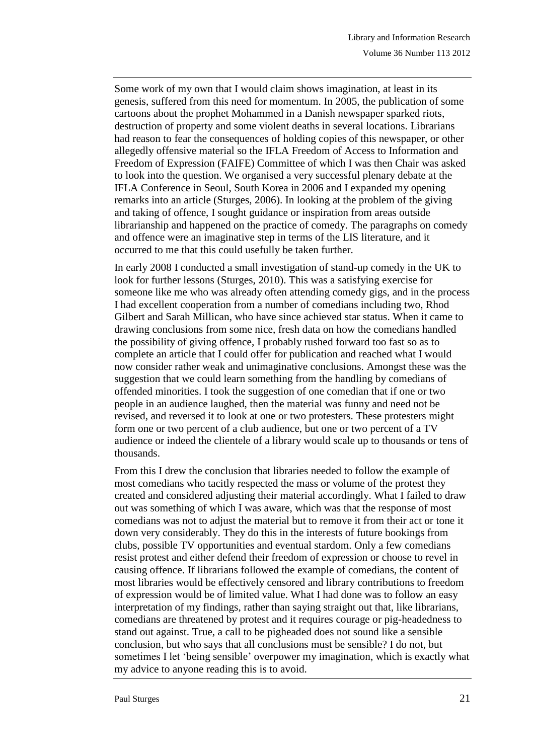Some work of my own that I would claim shows imagination, at least in its genesis, suffered from this need for momentum. In 2005, the publication of some cartoons about the prophet Mohammed in a Danish newspaper sparked riots, destruction of property and some violent deaths in several locations. Librarians had reason to fear the consequences of holding copies of this newspaper, or other allegedly offensive material so the IFLA Freedom of Access to Information and Freedom of Expression (FAIFE) Committee of which I was then Chair was asked to look into the question. We organised a very successful plenary debate at the IFLA Conference in Seoul, South Korea in 2006 and I expanded my opening remarks into an article (Sturges, 2006). In looking at the problem of the giving and taking of offence, I sought guidance or inspiration from areas outside librarianship and happened on the practice of comedy. The paragraphs on comedy and offence were an imaginative step in terms of the LIS literature, and it occurred to me that this could usefully be taken further.

In early 2008 I conducted a small investigation of stand-up comedy in the UK to look for further lessons (Sturges, 2010). This was a satisfying exercise for someone like me who was already often attending comedy gigs, and in the process I had excellent cooperation from a number of comedians including two, Rhod Gilbert and Sarah Millican, who have since achieved star status. When it came to drawing conclusions from some nice, fresh data on how the comedians handled the possibility of giving offence, I probably rushed forward too fast so as to complete an article that I could offer for publication and reached what I would now consider rather weak and unimaginative conclusions. Amongst these was the suggestion that we could learn something from the handling by comedians of offended minorities. I took the suggestion of one comedian that if one or two people in an audience laughed, then the material was funny and need not be revised, and reversed it to look at one or two protesters. These protesters might form one or two percent of a club audience, but one or two percent of a TV audience or indeed the clientele of a library would scale up to thousands or tens of thousands.

From this I drew the conclusion that libraries needed to follow the example of most comedians who tacitly respected the mass or volume of the protest they created and considered adjusting their material accordingly. What I failed to draw out was something of which I was aware, which was that the response of most comedians was not to adjust the material but to remove it from their act or tone it down very considerably. They do this in the interests of future bookings from clubs, possible TV opportunities and eventual stardom. Only a few comedians resist protest and either defend their freedom of expression or choose to revel in causing offence. If librarians followed the example of comedians, the content of most libraries would be effectively censored and library contributions to freedom of expression would be of limited value. What I had done was to follow an easy interpretation of my findings, rather than saying straight out that, like librarians, comedians are threatened by protest and it requires courage or pig-headedness to stand out against. True, a call to be pigheaded does not sound like a sensible conclusion, but who says that all conclusions must be sensible? I do not, but sometimes I let 'being sensible' overpower my imagination, which is exactly what my advice to anyone reading this is to avoid.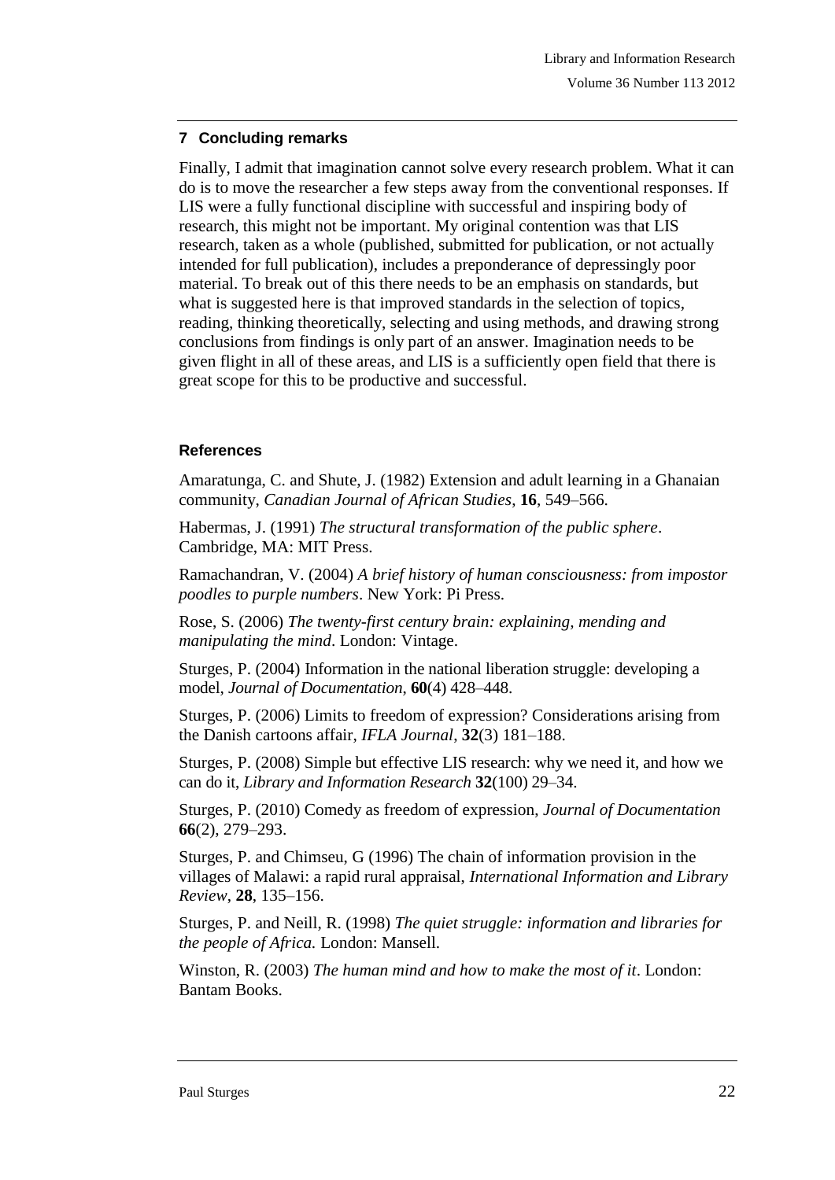## 7 Concluding remarks

Finally, I admit that imagination cannot solve every research problem. What it can do is to move the researcher a few steps away from the conventional responses. If LIS were a fully functional discipline with successful and inspiring body of research, this might not be important. My original contention was that LIS research, taken as a whole (published, submitted for publication, or not actually intended for full publication), includes a preponderance of depressingly poor material. To break out of this there needs to be an emphasis on standards, but what is suggested here is that improved standards in the selection of topics, reading, thinking theoretically, selecting and using methods, and drawing strong conclusions from findings is only part of an answer. Imagination needs to be given flight in all of these areas, and LIS is a sufficiently open field that there is great scope for this to be productive and successful.

## References

Amaratunga, C. and Shute, J. (1982) Extension and adult learning in a Ghanaian community, *Canadian Journal of African Studies*, **16**, 549–566.

Habermas, J. (1991) *The structural transformation of the public sphere*. Cambridge, MA: MIT Press.

Ramachandran, V. (2004) *A brief history of human consciousness: from impostor poodles to purple numbers*. New York: Pi Press.

Rose, S. (2006) *The twenty-first century brain: explaining, mending and manipulating the mind*. London: Vintage.

Sturges, P. (2004) Information in the national liberation struggle: developing a model, *Journal of Documentation*, **60**(4) 428–448.

Sturges, P. (2006) Limits to freedom of expression? Considerations arising from the Danish cartoons affair, *IFLA Journal*, **32**(3) 181–188.

Sturges, P. (2008) Simple but effective LIS research: why we need it, and how we can do it, *Library and Information Research* **32**(100) 29–34.

Sturges, P. (2010) Comedy as freedom of expression, *Journal of Documentation* **66**(2), 279–293.

Sturges, P. and Chimseu, G (1996) The chain of information provision in the villages of Malawi: a rapid rural appraisal, *International Information and Library Review*, **28**, 135–156.

Sturges, P. and Neill, R. (1998) *The quiet struggle: information and libraries for the people of Africa.* London: Mansell.

Winston, R. (2003) *The human mind and how to make the most of it*. London: Bantam Books.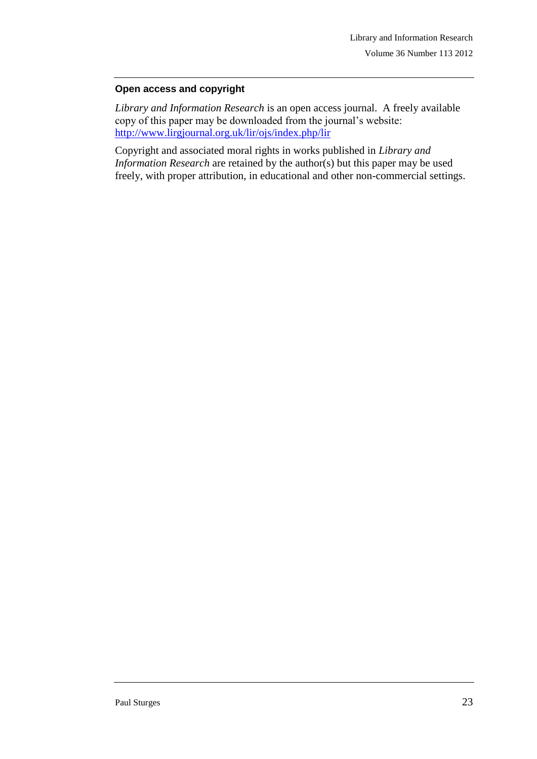**Open access and copyright**

*Library and Information Research* is an open access journal. A freely available copy of this paper may be downloaded from the journal's website: http://www.lirgjournal.org.uk/lir/ojs/index.php/lir

Copyright and associated moral rights in works published in *Library and Information Research* are retained by the author(s) but this paper may be used freely, with proper attribution, in educational and other non-commercial settings.